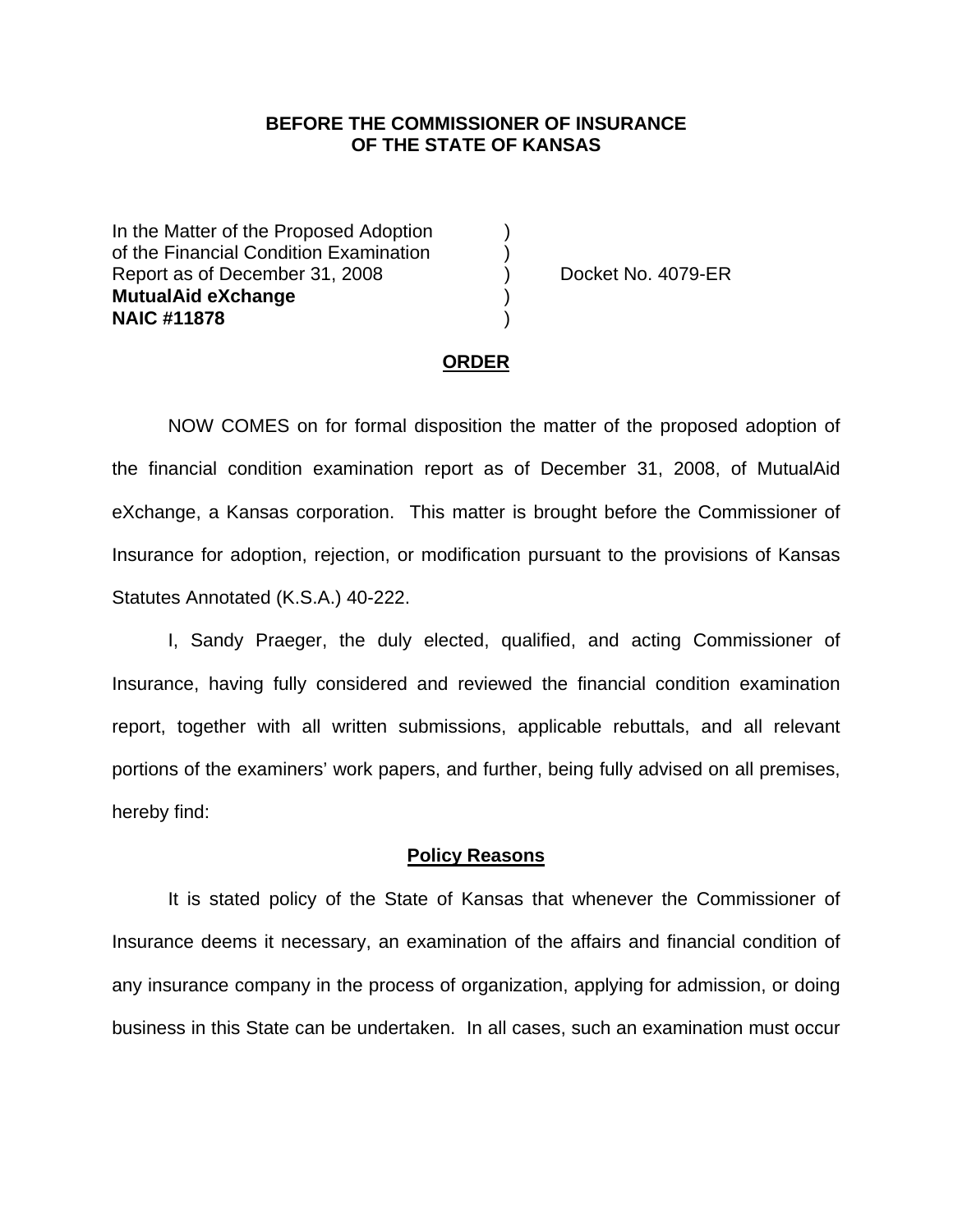**BEFORE THE COMMISSIONER OF INSURANCE**
**OF THE STATE OF KANSAS**

| | | |
|---|---|---|
| In the Matter of the Proposed Adoption | ) | |
| of the Financial Condition Examination | ) | |
| Report as of December 31, 2008 | ) | Docket No. 4079-ER |
| **MutualAid eXchange** | ) | |
| **NAIC #11878** | ) | |

**ORDER**

NOW COMES on for formal disposition the matter of the proposed adoption of the financial condition examination report as of December 31, 2008, of MutualAid eXchange, a Kansas corporation. This matter is brought before the Commissioner of Insurance for adoption, rejection, or modification pursuant to the provisions of Kansas Statutes Annotated (K.S.A.) 40-222.

I, Sandy Praeger, the duly elected, qualified, and acting Commissioner of Insurance, having fully considered and reviewed the financial condition examination report, together with all written submissions, applicable rebuttals, and all relevant portions of the examiners' work papers, and further, being fully advised on all premises, hereby find:

**Policy Reasons**

It is stated policy of the State of Kansas that whenever the Commissioner of Insurance deems it necessary, an examination of the affairs and financial condition of any insurance company in the process of organization, applying for admission, or doing business in this State can be undertaken. In all cases, such an examination must occur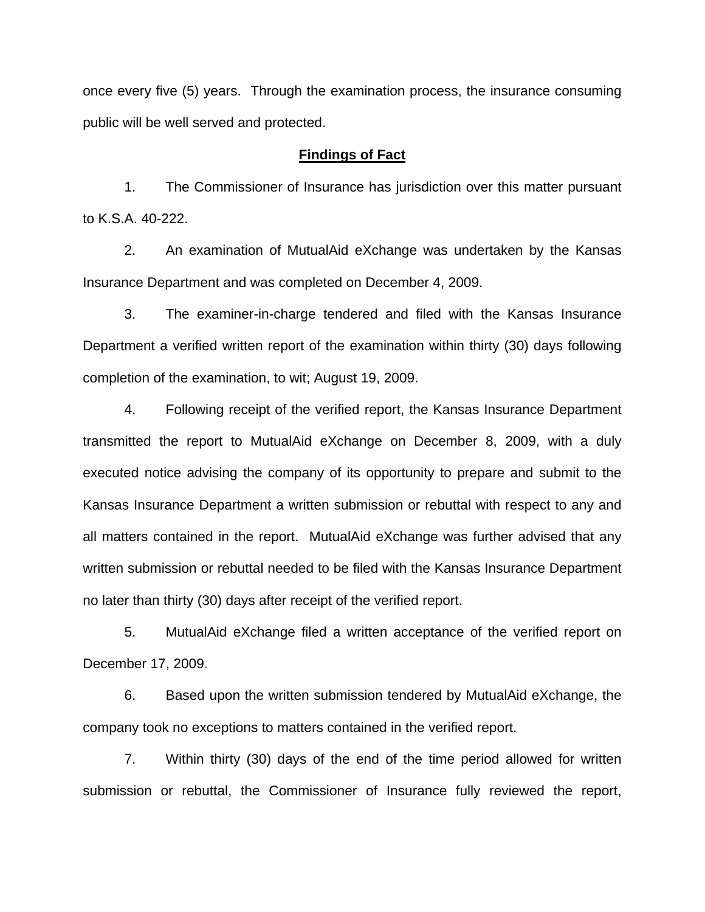once every five (5) years. Through the examination process, the insurance consuming public will be well served and protected.

**Findings of Fact**

1. The Commissioner of Insurance has jurisdiction over this matter pursuant to K.S.A. 40-222.

2. An examination of MutualAid eXchange was undertaken by the Kansas Insurance Department and was completed on December 4, 2009.

3. The examiner-in-charge tendered and filed with the Kansas Insurance Department a verified written report of the examination within thirty (30) days following completion of the examination, to wit; August 19, 2009.

4. Following receipt of the verified report, the Kansas Insurance Department transmitted the report to MutualAid eXchange on December 8, 2009, with a duly executed notice advising the company of its opportunity to prepare and submit to the Kansas Insurance Department a written submission or rebuttal with respect to any and all matters contained in the report. MutualAid eXchange was further advised that any written submission or rebuttal needed to be filed with the Kansas Insurance Department no later than thirty (30) days after receipt of the verified report.

5. MutualAid eXchange filed a written acceptance of the verified report on December 17, 2009.

6. Based upon the written submission tendered by MutualAid eXchange, the company took no exceptions to matters contained in the verified report.

7. Within thirty (30) days of the end of the time period allowed for written submission or rebuttal, the Commissioner of Insurance fully reviewed the report,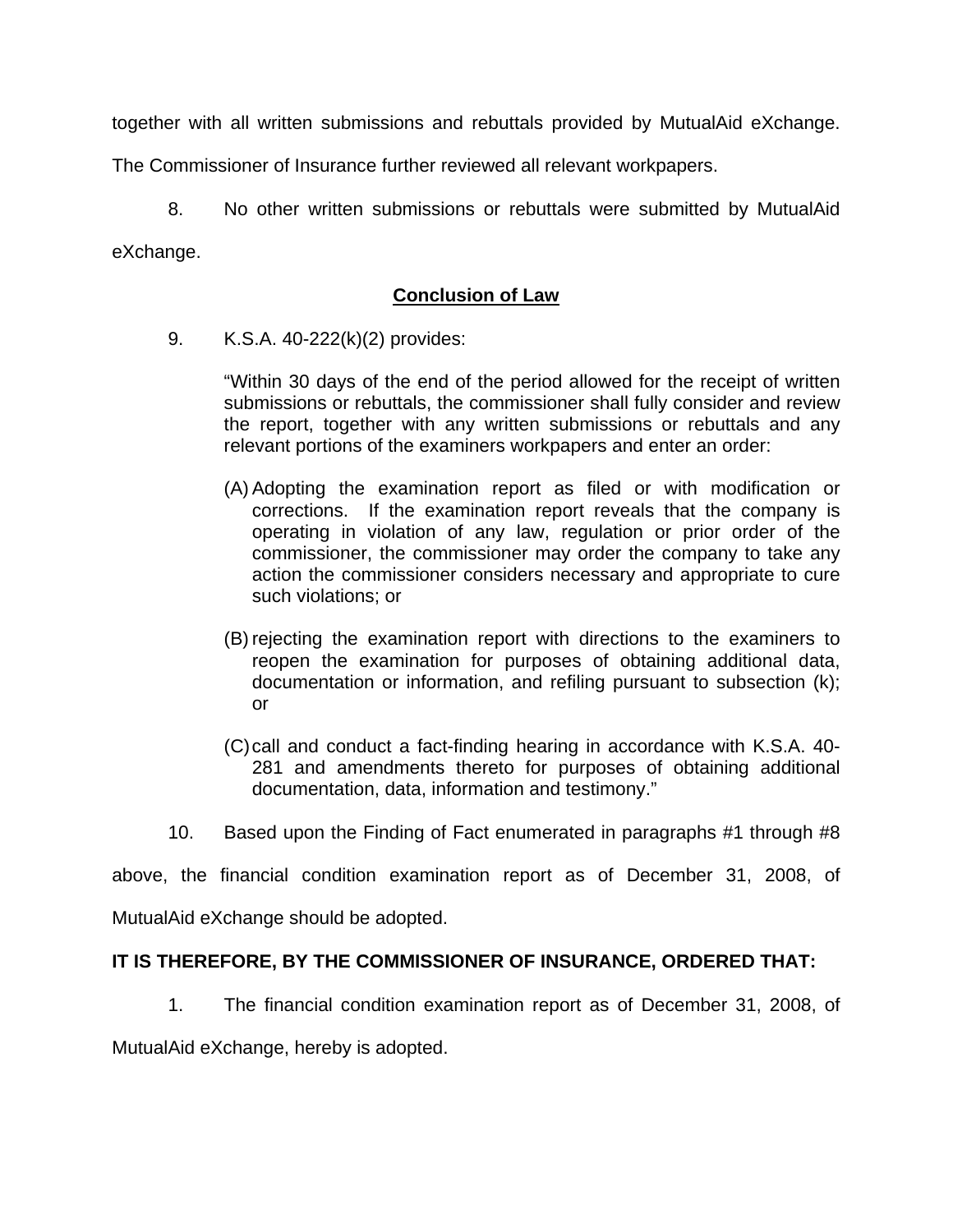together with all written submissions and rebuttals provided by MutualAid eXchange. The Commissioner of Insurance further reviewed all relevant workpapers.

8. No other written submissions or rebuttals were submitted by MutualAid eXchange.

## Conclusion of Law

9. K.S.A. 40-222(k)(2) provides:

> "Within 30 days of the end of the period allowed for the receipt of written submissions or rebuttals, the commissioner shall fully consider and review the report, together with any written submissions or rebuttals and any relevant portions of the examiners workpapers and enter an order:
>
> (A) Adopting the examination report as filed or with modification or corrections. If the examination report reveals that the company is operating in violation of any law, regulation or prior order of the commissioner, the commissioner may order the company to take any action the commissioner considers necessary and appropriate to cure such violations; or
>
> (B) rejecting the examination report with directions to the examiners to reopen the examination for purposes of obtaining additional data, documentation or information, and refiling pursuant to subsection (k); or
>
> (C) call and conduct a fact-finding hearing in accordance with K.S.A. 40-281 and amendments thereto for purposes of obtaining additional documentation, data, information and testimony."

10. Based upon the Finding of Fact enumerated in paragraphs #1 through #8 above, the financial condition examination report as of December 31, 2008, of MutualAid eXchange should be adopted.

**IT IS THEREFORE, BY THE COMMISSIONER OF INSURANCE, ORDERED THAT:**

1. The financial condition examination report as of December 31, 2008, of MutualAid eXchange, hereby is adopted.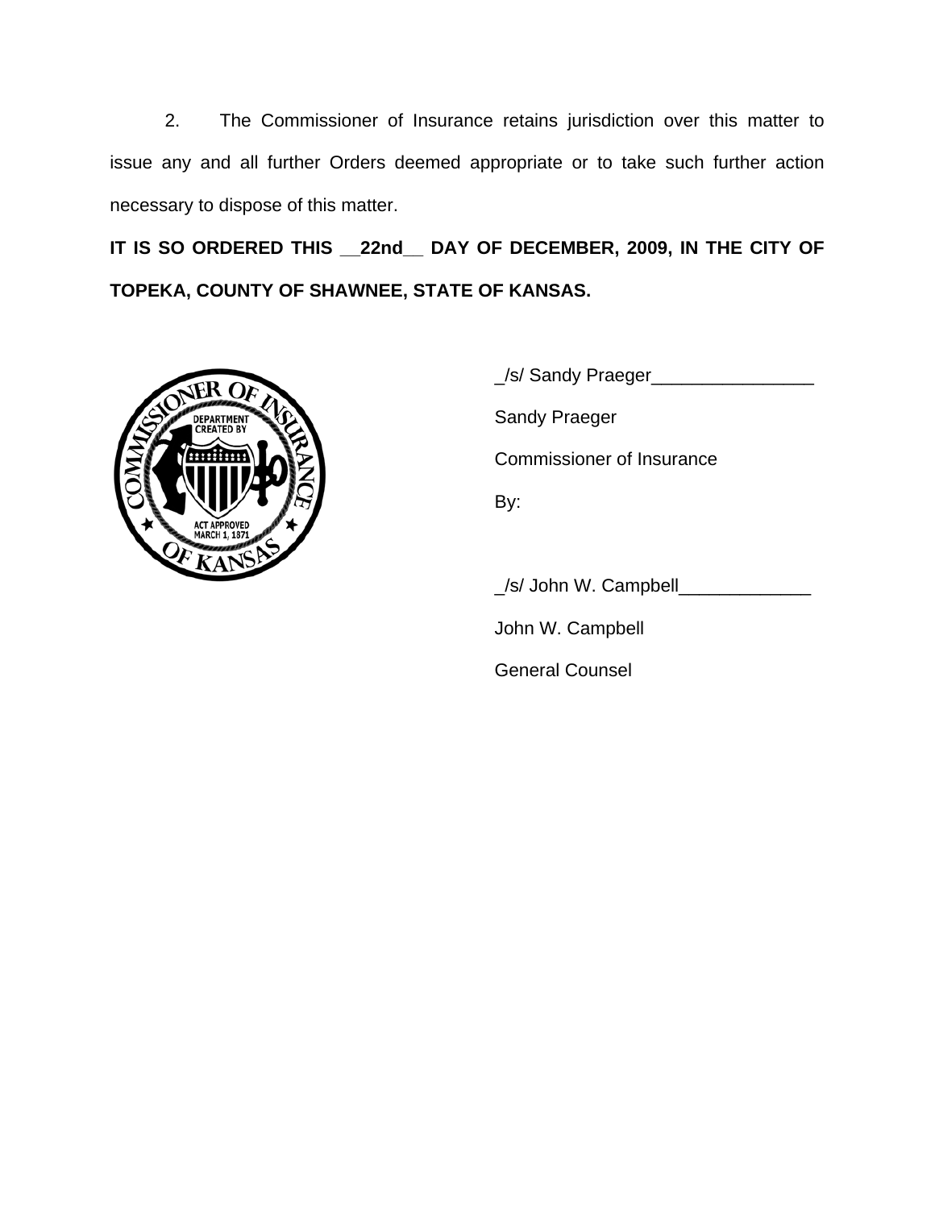2. The Commissioner of Insurance retains jurisdiction over this matter to issue any and all further Orders deemed appropriate or to take such further action necessary to dispose of this matter.

**IT IS SO ORDERED THIS __22nd__ DAY OF DECEMBER, 2009, IN THE CITY OF TOPEKA, COUNTY OF SHAWNEE, STATE OF KANSAS.**

_/s/ Sandy Praeger________________

Sandy Praeger

Commissioner of Insurance

By:

_/s/ John W. Campbell_____________

John W. Campbell

General Counsel